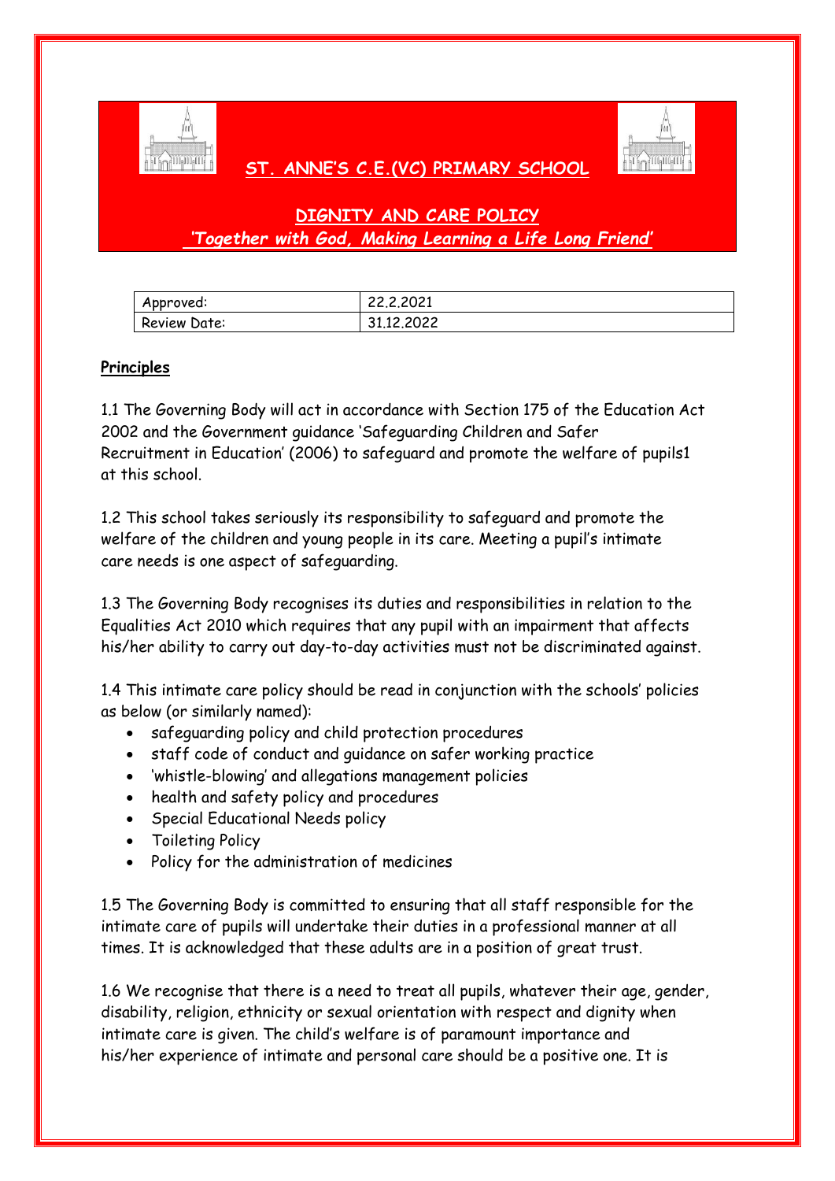# ST. ANNE'S C.E.(VC) PRIMARY SCHOOL

## DIGNITY AND CARE POLICY

***'Together with God, Making Learning a Life Long Friend'***

| | |
|---|---|
| Approved: | 22.2.2021 |
| Review Date: | 31.12.2022 |

**Principles**

1.1 The Governing Body will act in accordance with Section 175 of the Education Act 2002 and the Government guidance 'Safeguarding Children and Safer Recruitment in Education' (2006) to safeguard and promote the welfare of pupils1 at this school.

1.2 This school takes seriously its responsibility to safeguard and promote the welfare of the children and young people in its care. Meeting a pupil's intimate care needs is one aspect of safeguarding.

1.3 The Governing Body recognises its duties and responsibilities in relation to the Equalities Act 2010 which requires that any pupil with an impairment that affects his/her ability to carry out day-to-day activities must not be discriminated against.

1.4 This intimate care policy should be read in conjunction with the schools' policies as below (or similarly named):

- safeguarding policy and child protection procedures
- staff code of conduct and guidance on safer working practice
- 'whistle-blowing' and allegations management policies
- health and safety policy and procedures
- Special Educational Needs policy
- Toileting Policy
- Policy for the administration of medicines

1.5 The Governing Body is committed to ensuring that all staff responsible for the intimate care of pupils will undertake their duties in a professional manner at all times. It is acknowledged that these adults are in a position of great trust.

1.6 We recognise that there is a need to treat all pupils, whatever their age, gender, disability, religion, ethnicity or sexual orientation with respect and dignity when intimate care is given. The child's welfare is of paramount importance and his/her experience of intimate and personal care should be a positive one. It is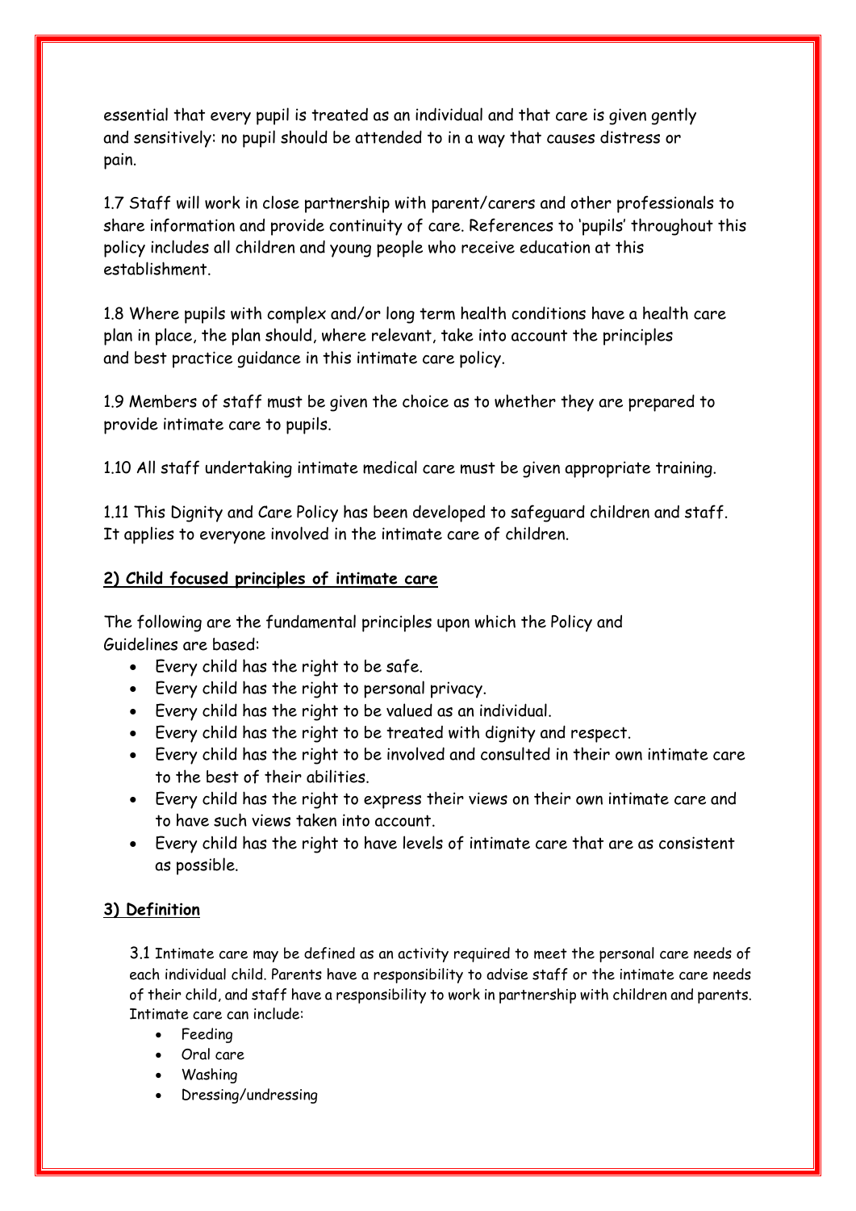essential that every pupil is treated as an individual and that care is given gently and sensitively: no pupil should be attended to in a way that causes distress or pain.

1.7 Staff will work in close partnership with parent/carers and other professionals to share information and provide continuity of care. References to 'pupils' throughout this policy includes all children and young people who receive education at this establishment.

1.8 Where pupils with complex and/or long term health conditions have a health care plan in place, the plan should, where relevant, take into account the principles and best practice guidance in this intimate care policy.

1.9 Members of staff must be given the choice as to whether they are prepared to provide intimate care to pupils.

1.10 All staff undertaking intimate medical care must be given appropriate training.

1.11 This Dignity and Care Policy has been developed to safeguard children and staff. It applies to everyone involved in the intimate care of children.

## 2) Child focused principles of intimate care

The following are the fundamental principles upon which the Policy and Guidelines are based:

- Every child has the right to be safe.
- Every child has the right to personal privacy.
- Every child has the right to be valued as an individual.
- Every child has the right to be treated with dignity and respect.
- Every child has the right to be involved and consulted in their own intimate care to the best of their abilities.
- Every child has the right to express their views on their own intimate care and to have such views taken into account.
- Every child has the right to have levels of intimate care that are as consistent as possible.

## 3) Definition

3.1 Intimate care may be defined as an activity required to meet the personal care needs of each individual child. Parents have a responsibility to advise staff or the intimate care needs of their child, and staff have a responsibility to work in partnership with children and parents. Intimate care can include:

- Feeding
- Oral care
- Washing
- Dressing/undressing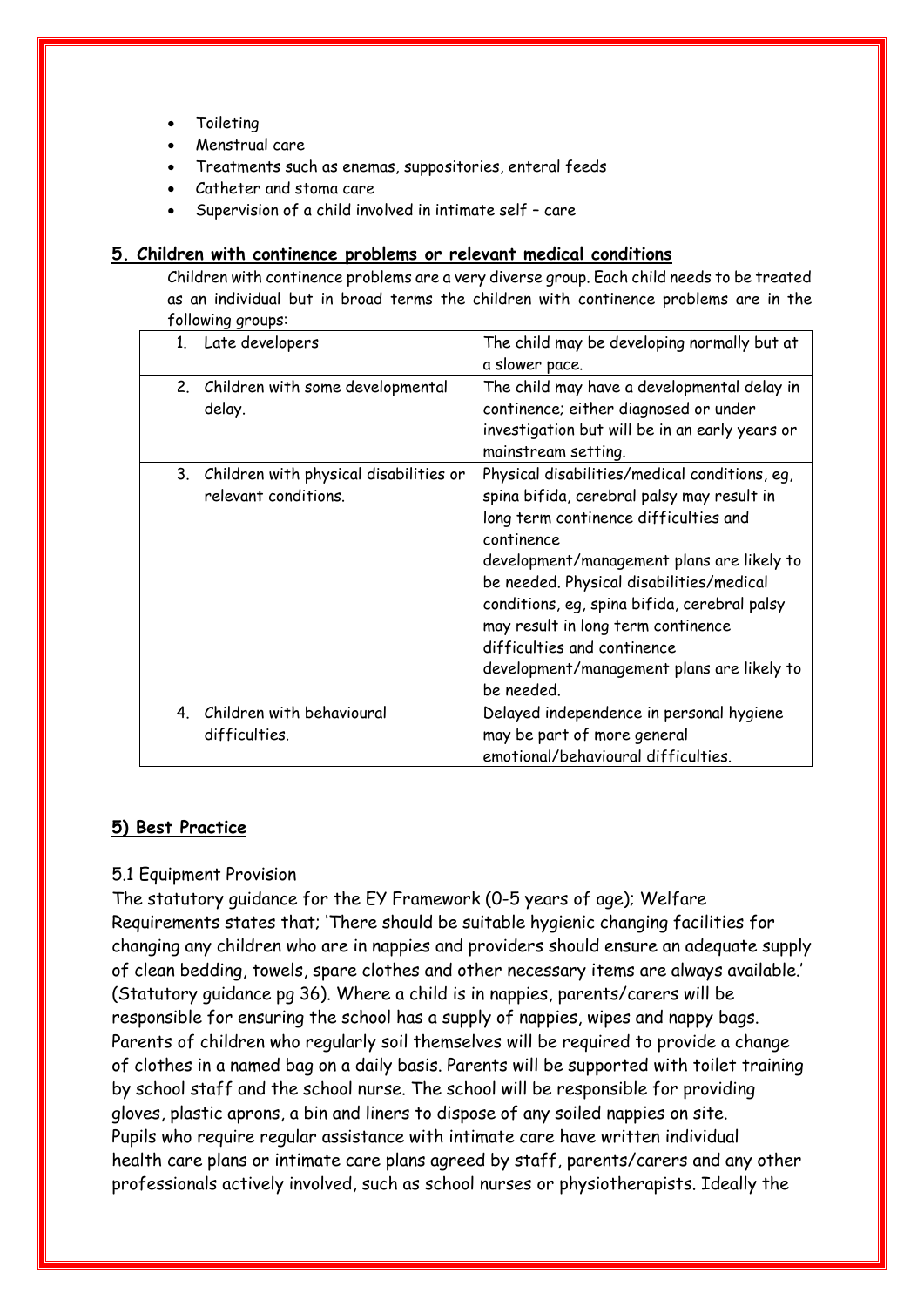- Toileting
- Menstrual care
- Treatments such as enemas, suppositories, enteral feeds
- Catheter and stoma care
- Supervision of a child involved in intimate self – care

## 5. Children with continence problems or relevant medical conditions

Children with continence problems are a very diverse group. Each child needs to be treated as an individual but in broad terms the children with continence problems are in the following groups:

| | |
|---|---|
| 1. Late developers | The child may be developing normally but at a slower pace. |
| 2. Children with some developmental delay. | The child may have a developmental delay in continence; either diagnosed or under investigation but will be in an early years or mainstream setting. |
| 3. Children with physical disabilities or relevant conditions. | Physical disabilities/medical conditions, eg, spina bifida, cerebral palsy may result in long term continence difficulties and continence development/management plans are likely to be needed. Physical disabilities/medical conditions, eg, spina bifida, cerebral palsy may result in long term continence difficulties and continence development/management plans are likely to be needed. |
| 4. Children with behavioural difficulties. | Delayed independence in personal hygiene may be part of more general emotional/behavioural difficulties. |

## 5) Best Practice

5.1 Equipment Provision

The statutory guidance for the EY Framework (0-5 years of age); Welfare Requirements states that; 'There should be suitable hygienic changing facilities for changing any children who are in nappies and providers should ensure an adequate supply of clean bedding, towels, spare clothes and other necessary items are always available.' (Statutory guidance pg 36). Where a child is in nappies, parents/carers will be responsible for ensuring the school has a supply of nappies, wipes and nappy bags. Parents of children who regularly soil themselves will be required to provide a change of clothes in a named bag on a daily basis. Parents will be supported with toilet training by school staff and the school nurse. The school will be responsible for providing gloves, plastic aprons, a bin and liners to dispose of any soiled nappies on site.
Pupils who require regular assistance with intimate care have written individual health care plans or intimate care plans agreed by staff, parents/carers and any other professionals actively involved, such as school nurses or physiotherapists. Ideally the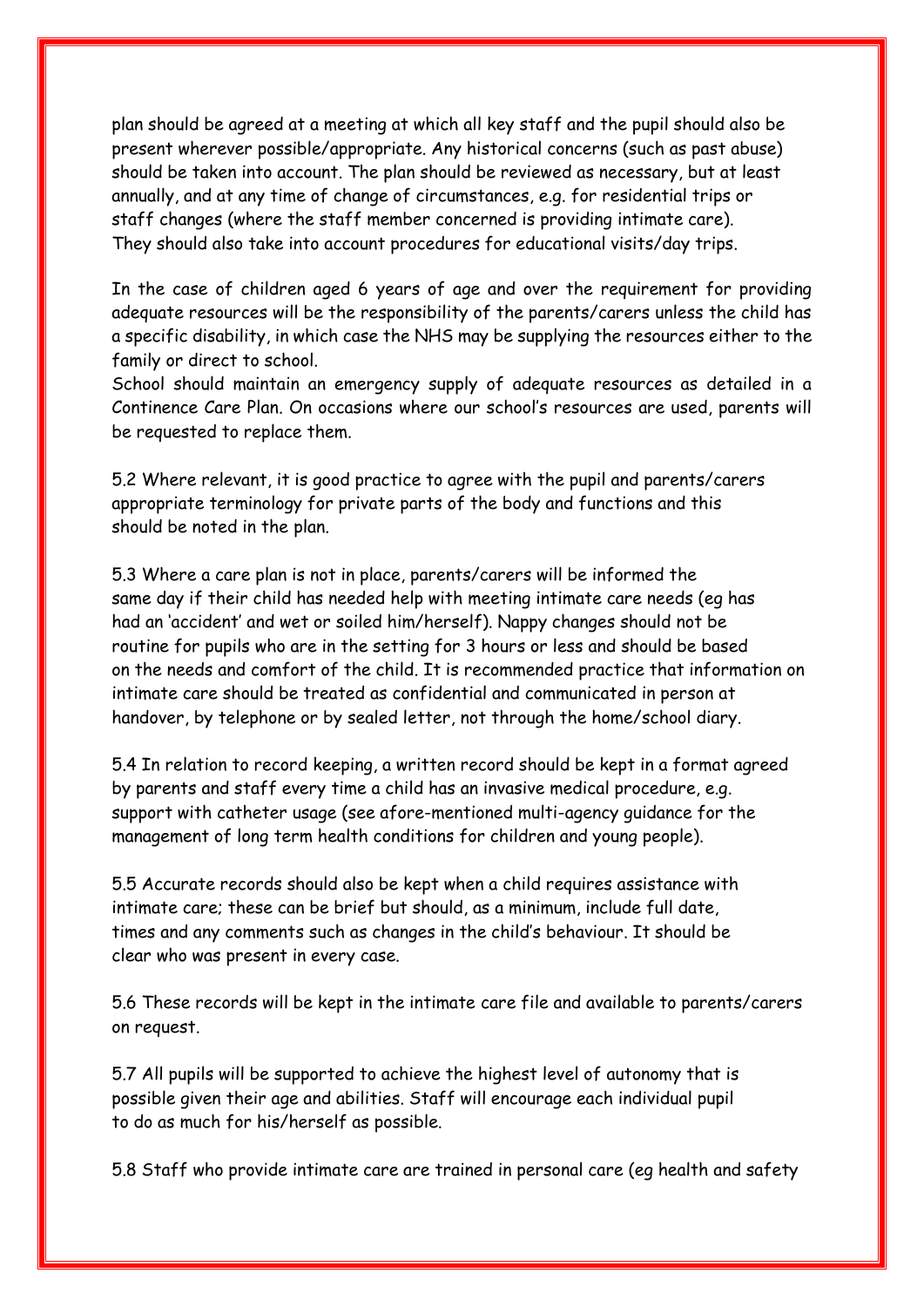plan should be agreed at a meeting at which all key staff and the pupil should also be present wherever possible/appropriate. Any historical concerns (such as past abuse) should be taken into account. The plan should be reviewed as necessary, but at least annually, and at any time of change of circumstances, e.g. for residential trips or staff changes (where the staff member concerned is providing intimate care). They should also take into account procedures for educational visits/day trips.

In the case of children aged 6 years of age and over the requirement for providing adequate resources will be the responsibility of the parents/carers unless the child has a specific disability, in which case the NHS may be supplying the resources either to the family or direct to school.
School should maintain an emergency supply of adequate resources as detailed in a Continence Care Plan. On occasions where our school's resources are used, parents will be requested to replace them.

5.2 Where relevant, it is good practice to agree with the pupil and parents/carers appropriate terminology for private parts of the body and functions and this should be noted in the plan.

5.3 Where a care plan is not in place, parents/carers will be informed the same day if their child has needed help with meeting intimate care needs (eg has had an 'accident' and wet or soiled him/herself). Nappy changes should not be routine for pupils who are in the setting for 3 hours or less and should be based on the needs and comfort of the child. It is recommended practice that information on intimate care should be treated as confidential and communicated in person at handover, by telephone or by sealed letter, not through the home/school diary.

5.4 In relation to record keeping, a written record should be kept in a format agreed by parents and staff every time a child has an invasive medical procedure, e.g. support with catheter usage (see afore-mentioned multi-agency guidance for the management of long term health conditions for children and young people).

5.5 Accurate records should also be kept when a child requires assistance with intimate care; these can be brief but should, as a minimum, include full date, times and any comments such as changes in the child's behaviour. It should be clear who was present in every case.

5.6 These records will be kept in the intimate care file and available to parents/carers on request.

5.7 All pupils will be supported to achieve the highest level of autonomy that is possible given their age and abilities. Staff will encourage each individual pupil to do as much for his/herself as possible.

5.8 Staff who provide intimate care are trained in personal care (eg health and safety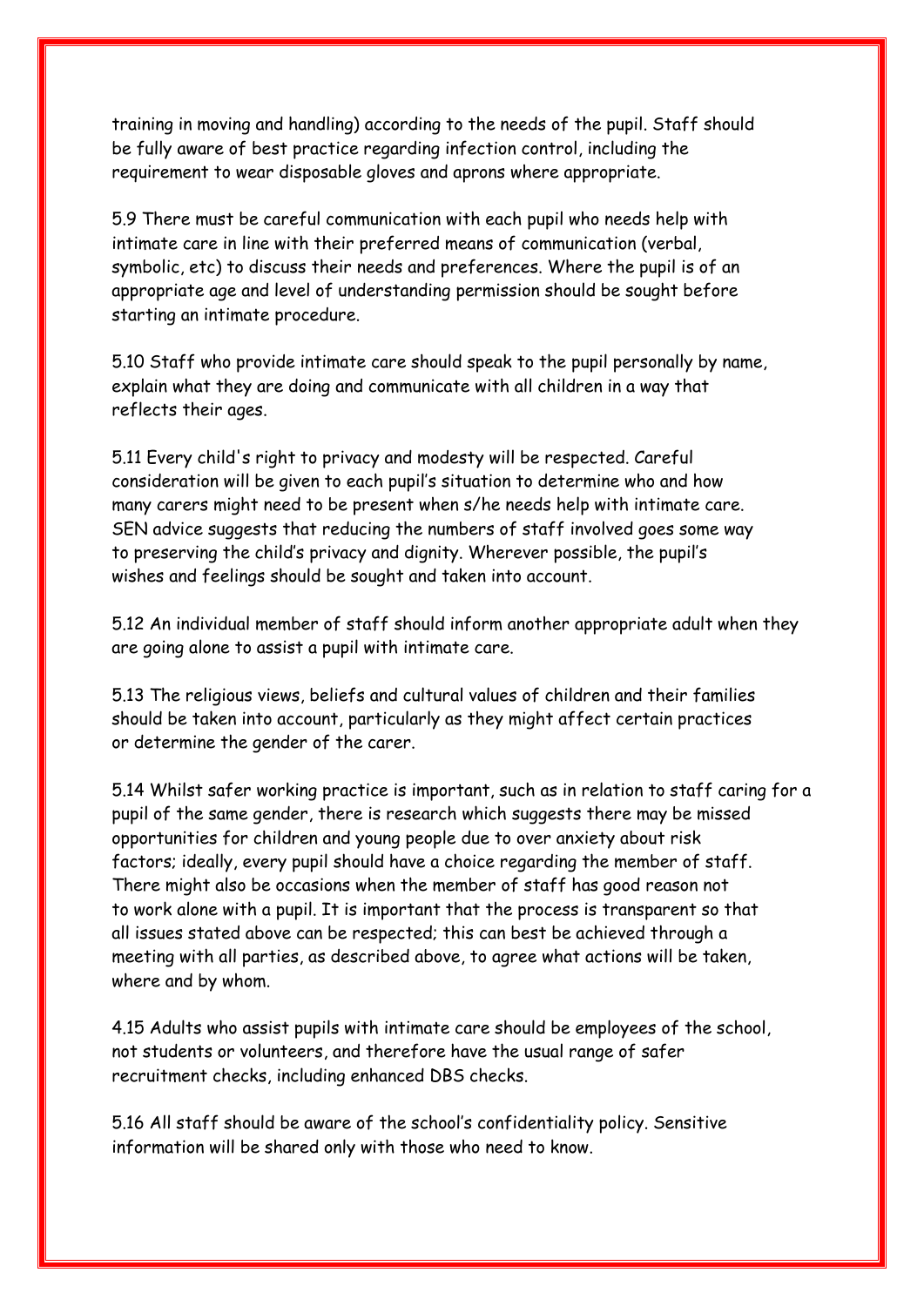training in moving and handling) according to the needs of the pupil. Staff should be fully aware of best practice regarding infection control, including the requirement to wear disposable gloves and aprons where appropriate.

5.9 There must be careful communication with each pupil who needs help with intimate care in line with their preferred means of communication (verbal, symbolic, etc) to discuss their needs and preferences. Where the pupil is of an appropriate age and level of understanding permission should be sought before starting an intimate procedure.

5.10 Staff who provide intimate care should speak to the pupil personally by name, explain what they are doing and communicate with all children in a way that reflects their ages.

5.11 Every child's right to privacy and modesty will be respected. Careful consideration will be given to each pupil's situation to determine who and how many carers might need to be present when s/he needs help with intimate care. SEN advice suggests that reducing the numbers of staff involved goes some way to preserving the child's privacy and dignity. Wherever possible, the pupil's wishes and feelings should be sought and taken into account.

5.12 An individual member of staff should inform another appropriate adult when they are going alone to assist a pupil with intimate care.

5.13 The religious views, beliefs and cultural values of children and their families should be taken into account, particularly as they might affect certain practices or determine the gender of the carer.

5.14 Whilst safer working practice is important, such as in relation to staff caring for a pupil of the same gender, there is research which suggests there may be missed opportunities for children and young people due to over anxiety about risk factors; ideally, every pupil should have a choice regarding the member of staff. There might also be occasions when the member of staff has good reason not to work alone with a pupil. It is important that the process is transparent so that all issues stated above can be respected; this can best be achieved through a meeting with all parties, as described above, to agree what actions will be taken, where and by whom.

4.15 Adults who assist pupils with intimate care should be employees of the school, not students or volunteers, and therefore have the usual range of safer recruitment checks, including enhanced DBS checks.

5.16 All staff should be aware of the school's confidentiality policy. Sensitive information will be shared only with those who need to know.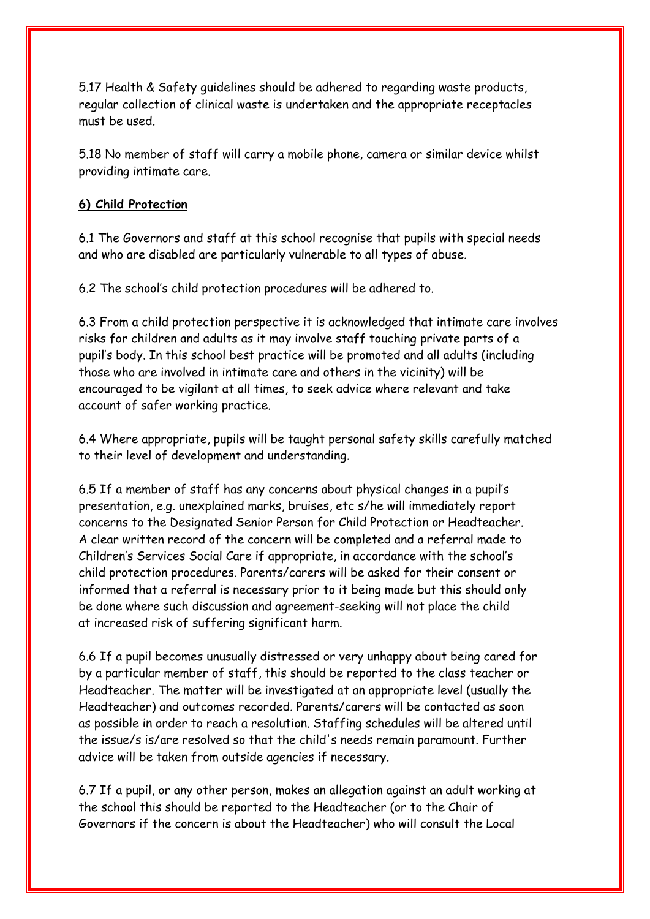5.17 Health & Safety guidelines should be adhered to regarding waste products, regular collection of clinical waste is undertaken and the appropriate receptacles must be used.

5.18 No member of staff will carry a mobile phone, camera or similar device whilst providing intimate care.

## **6) Child Protection**

6.1 The Governors and staff at this school recognise that pupils with special needs and who are disabled are particularly vulnerable to all types of abuse.

6.2 The school's child protection procedures will be adhered to.

6.3 From a child protection perspective it is acknowledged that intimate care involves risks for children and adults as it may involve staff touching private parts of a pupil's body. In this school best practice will be promoted and all adults (including those who are involved in intimate care and others in the vicinity) will be encouraged to be vigilant at all times, to seek advice where relevant and take account of safer working practice.

6.4 Where appropriate, pupils will be taught personal safety skills carefully matched to their level of development and understanding.

6.5 If a member of staff has any concerns about physical changes in a pupil's presentation, e.g. unexplained marks, bruises, etc s/he will immediately report concerns to the Designated Senior Person for Child Protection or Headteacher. A clear written record of the concern will be completed and a referral made to Children's Services Social Care if appropriate, in accordance with the school's child protection procedures. Parents/carers will be asked for their consent or informed that a referral is necessary prior to it being made but this should only be done where such discussion and agreement-seeking will not place the child at increased risk of suffering significant harm.

6.6 If a pupil becomes unusually distressed or very unhappy about being cared for by a particular member of staff, this should be reported to the class teacher or Headteacher. The matter will be investigated at an appropriate level (usually the Headteacher) and outcomes recorded. Parents/carers will be contacted as soon as possible in order to reach a resolution. Staffing schedules will be altered until the issue/s is/are resolved so that the child's needs remain paramount. Further advice will be taken from outside agencies if necessary.

6.7 If a pupil, or any other person, makes an allegation against an adult working at the school this should be reported to the Headteacher (or to the Chair of Governors if the concern is about the Headteacher) who will consult the Local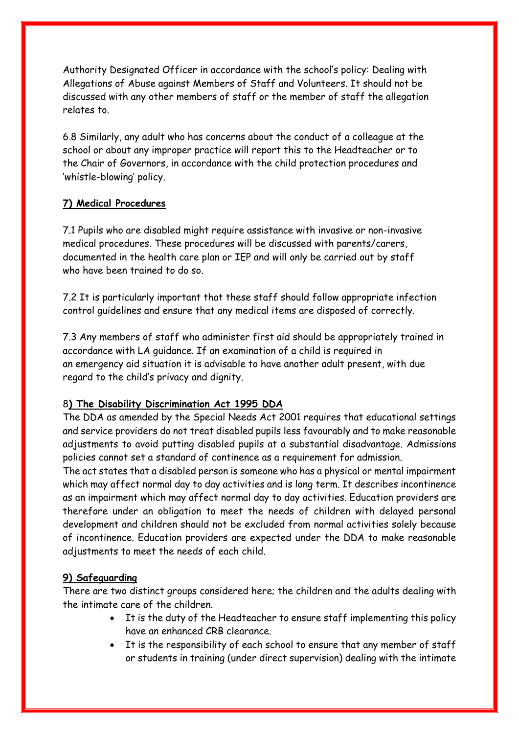Authority Designated Officer in accordance with the school's policy: Dealing with Allegations of Abuse against Members of Staff and Volunteers. It should not be discussed with any other members of staff or the member of staff the allegation relates to.

6.8 Similarly, any adult who has concerns about the conduct of a colleague at the school or about any improper practice will report this to the Headteacher or to the Chair of Governors, in accordance with the child protection procedures and 'whistle-blowing' policy.

## 7) Medical Procedures

7.1 Pupils who are disabled might require assistance with invasive or non-invasive medical procedures. These procedures will be discussed with parents/carers, documented in the health care plan or IEP and will only be carried out by staff who have been trained to do so.

7.2 It is particularly important that these staff should follow appropriate infection control guidelines and ensure that any medical items are disposed of correctly.

7.3 Any members of staff who administer first aid should be appropriately trained in accordance with LA guidance. If an examination of a child is required in an emergency aid situation it is advisable to have another adult present, with due regard to the child's privacy and dignity.

## 8) The Disability Discrimination Act 1995 DDA

The DDA as amended by the Special Needs Act 2001 requires that educational settings and service providers do not treat disabled pupils less favourably and to make reasonable adjustments to avoid putting disabled pupils at a substantial disadvantage. Admissions policies cannot set a standard of continence as a requirement for admission.

The act states that a disabled person is someone who has a physical or mental impairment which may affect normal day to day activities and is long term. It describes incontinence as an impairment which may affect normal day to day activities. Education providers are therefore under an obligation to meet the needs of children with delayed personal development and children should not be excluded from normal activities solely because of incontinence. Education providers are expected under the DDA to make reasonable adjustments to meet the needs of each child.

## 9) Safeguarding

There are two distinct groups considered here; the children and the adults dealing with the intimate care of the children.

- It is the duty of the Headteacher to ensure staff implementing this policy have an enhanced CRB clearance.
- It is the responsibility of each school to ensure that any member of staff or students in training (under direct supervision) dealing with the intimate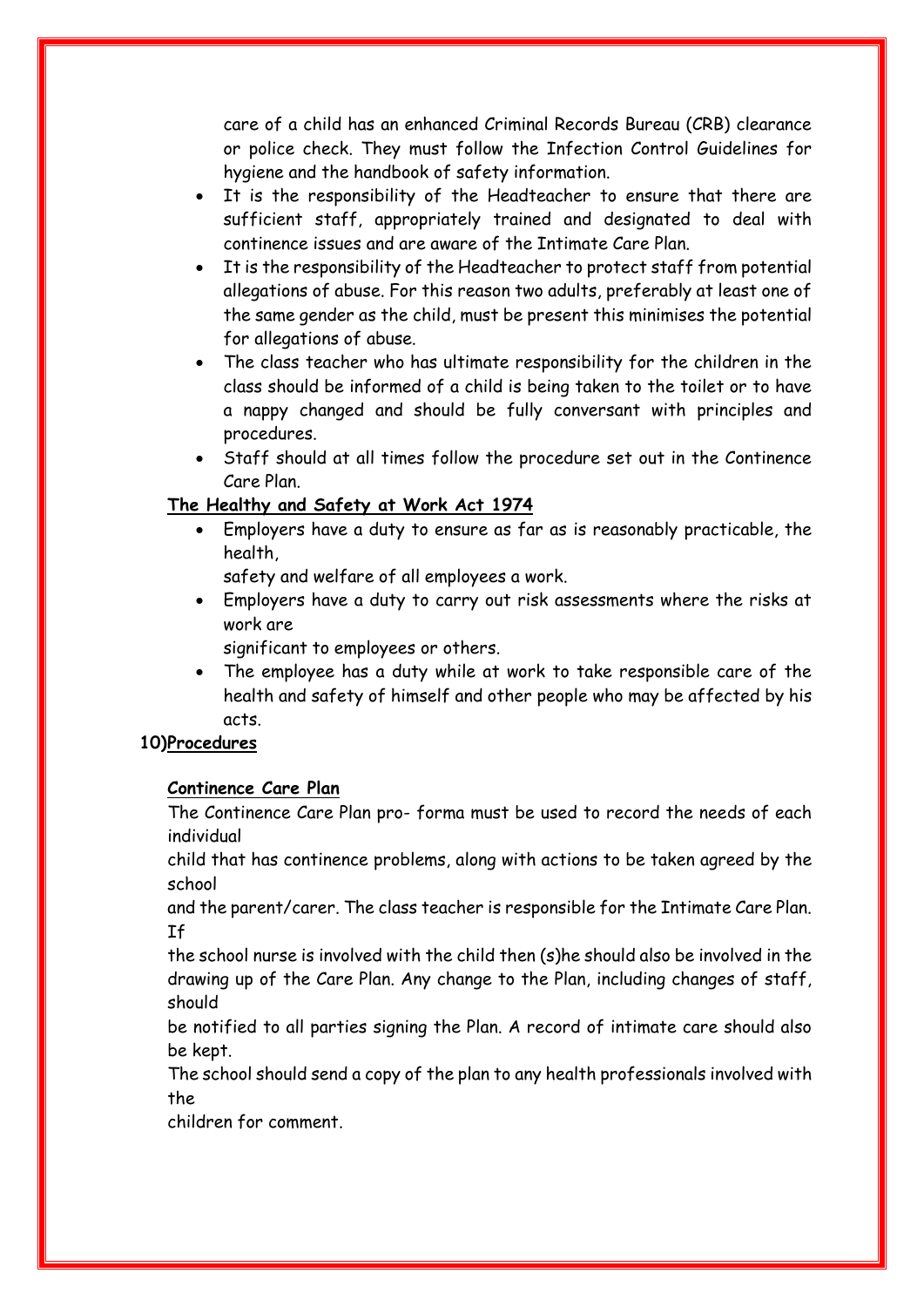care of a child has an enhanced Criminal Records Bureau (CRB) clearance or police check. They must follow the Infection Control Guidelines for hygiene and the handbook of safety information.

- It is the responsibility of the Headteacher to ensure that there are sufficient staff, appropriately trained and designated to deal with continence issues and are aware of the Intimate Care Plan.
- It is the responsibility of the Headteacher to protect staff from potential allegations of abuse. For this reason two adults, preferably at least one of the same gender as the child, must be present this minimises the potential for allegations of abuse.
- The class teacher who has ultimate responsibility for the children in the class should be informed of a child is being taken to the toilet or to have a nappy changed and should be fully conversant with principles and procedures.
- Staff should at all times follow the procedure set out in the Continence Care Plan.

**The Healthy and Safety at Work Act 1974**

- Employers have a duty to ensure as far as is reasonably practicable, the health,
  safety and welfare of all employees a work.
- Employers have a duty to carry out risk assessments where the risks at work are
  significant to employees or others.
- The employee has a duty while at work to take responsible care of the health and safety of himself and other people who may be affected by his acts.

**10)Procedures**

**Continence Care Plan**

The Continence Care Plan pro- forma must be used to record the needs of each individual
child that has continence problems, along with actions to be taken agreed by the school
and the parent/carer. The class teacher is responsible for the Intimate Care Plan. If
the school nurse is involved with the child then (s)he should also be involved in the drawing up of the Care Plan. Any change to the Plan, including changes of staff, should
be notified to all parties signing the Plan. A record of intimate care should also be kept.
The school should send a copy of the plan to any health professionals involved with the
children for comment.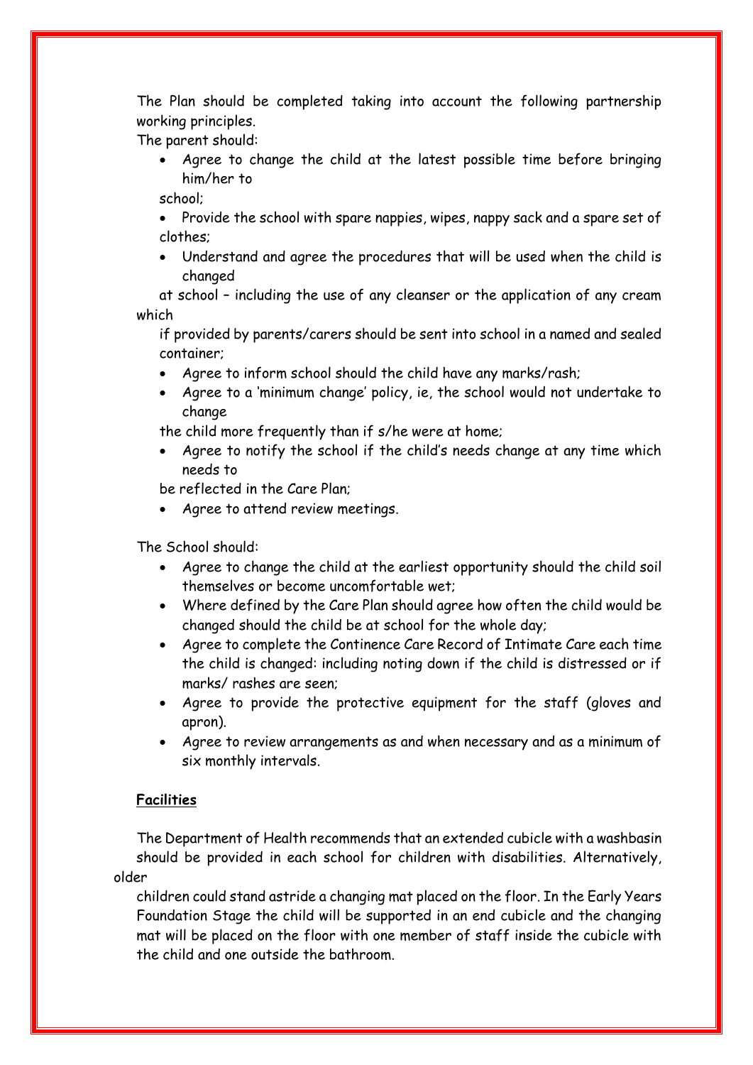The Plan should be completed taking into account the following partnership working principles.

The parent should:

- Agree to change the child at the latest possible time before bringing him/her to school;
- Provide the school with spare nappies, wipes, nappy sack and a spare set of clothes;
- Understand and agree the procedures that will be used when the child is changed at school – including the use of any cleanser or the application of any cream which if provided by parents/carers should be sent into school in a named and sealed container;
- Agree to inform school should the child have any marks/rash;
- Agree to a 'minimum change' policy, ie, the school would not undertake to change the child more frequently than if s/he were at home;
- Agree to notify the school if the child's needs change at any time which needs to be reflected in the Care Plan;
- Agree to attend review meetings.

The School should:

- Agree to change the child at the earliest opportunity should the child soil themselves or become uncomfortable wet;
- Where defined by the Care Plan should agree how often the child would be changed should the child be at school for the whole day;
- Agree to complete the Continence Care Record of Intimate Care each time the child is changed: including noting down if the child is distressed or if marks/ rashes are seen;
- Agree to provide the protective equipment for the staff (gloves and apron).
- Agree to review arrangements as and when necessary and as a minimum of six monthly intervals.

**Facilities**

The Department of Health recommends that an extended cubicle with a washbasin should be provided in each school for children with disabilities. Alternatively, older children could stand astride a changing mat placed on the floor. In the Early Years Foundation Stage the child will be supported in an end cubicle and the changing mat will be placed on the floor with one member of staff inside the cubicle with the child and one outside the bathroom.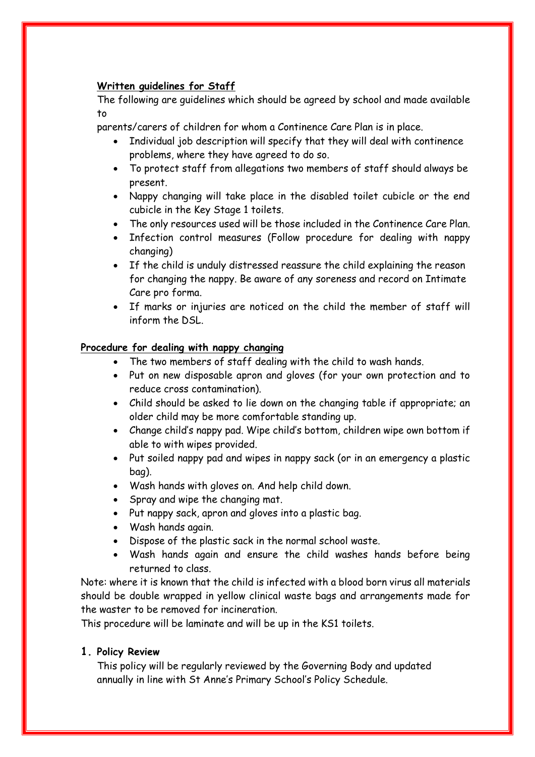**Written guidelines for Staff**

The following are guidelines which should be agreed by school and made available to

parents/carers of children for whom a Continence Care Plan is in place.

- Individual job description will specify that they will deal with continence problems, where they have agreed to do so.
- To protect staff from allegations two members of staff should always be present.
- Nappy changing will take place in the disabled toilet cubicle or the end cubicle in the Key Stage 1 toilets.
- The only resources used will be those included in the Continence Care Plan.
- Infection control measures (Follow procedure for dealing with nappy changing)
- If the child is unduly distressed reassure the child explaining the reason for changing the nappy. Be aware of any soreness and record on Intimate Care pro forma.
- If marks or injuries are noticed on the child the member of staff will inform the DSL.

**Procedure for dealing with nappy changing**

- The two members of staff dealing with the child to wash hands.
- Put on new disposable apron and gloves (for your own protection and to reduce cross contamination).
- Child should be asked to lie down on the changing table if appropriate; an older child may be more comfortable standing up.
- Change child's nappy pad. Wipe child's bottom, children wipe own bottom if able to with wipes provided.
- Put soiled nappy pad and wipes in nappy sack (or in an emergency a plastic bag).
- Wash hands with gloves on. And help child down.
- Spray and wipe the changing mat.
- Put nappy sack, apron and gloves into a plastic bag.
- Wash hands again.
- Dispose of the plastic sack in the normal school waste.
- Wash hands again and ensure the child washes hands before being returned to class.

Note: where it is known that the child is infected with a blood born virus all materials should be double wrapped in yellow clinical waste bags and arrangements made for the waster to be removed for incineration.

This procedure will be laminate and will be up in the KS1 toilets.

**1. Policy Review**

This policy will be regularly reviewed by the Governing Body and updated annually in line with St Anne's Primary School's Policy Schedule.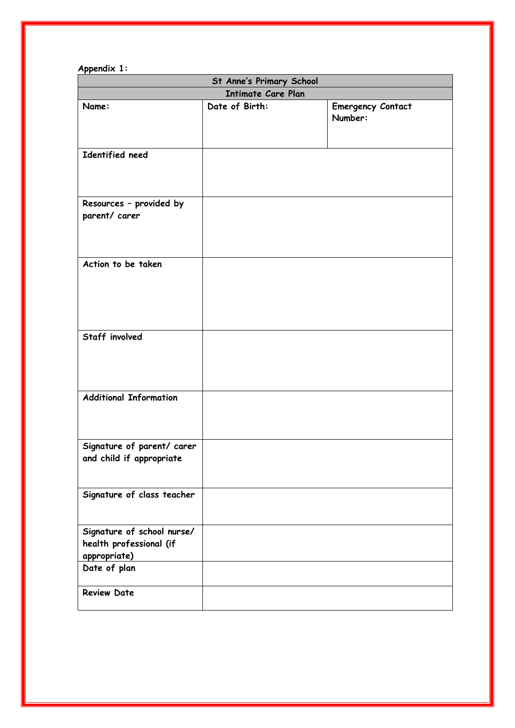**Appendix 1:**

| St Anne's Primary School | | |
|---|---|---|
| **Intimate Care Plan** | | |
| **Name:** | **Date of Birth:** | **Emergency Contact Number:** |
| **Identified need** | | |
| **Resources – provided by parent/ carer** | | |
| **Action to be taken** | | |
| **Staff involved** | | |
| **Additional Information** | | |
| **Signature of parent/ carer and child if appropriate** | | |
| **Signature of class teacher** | | |
| **Signature of school nurse/ health professional (if appropriate)** | | |
| **Date of plan** | | |
| **Review Date** | | |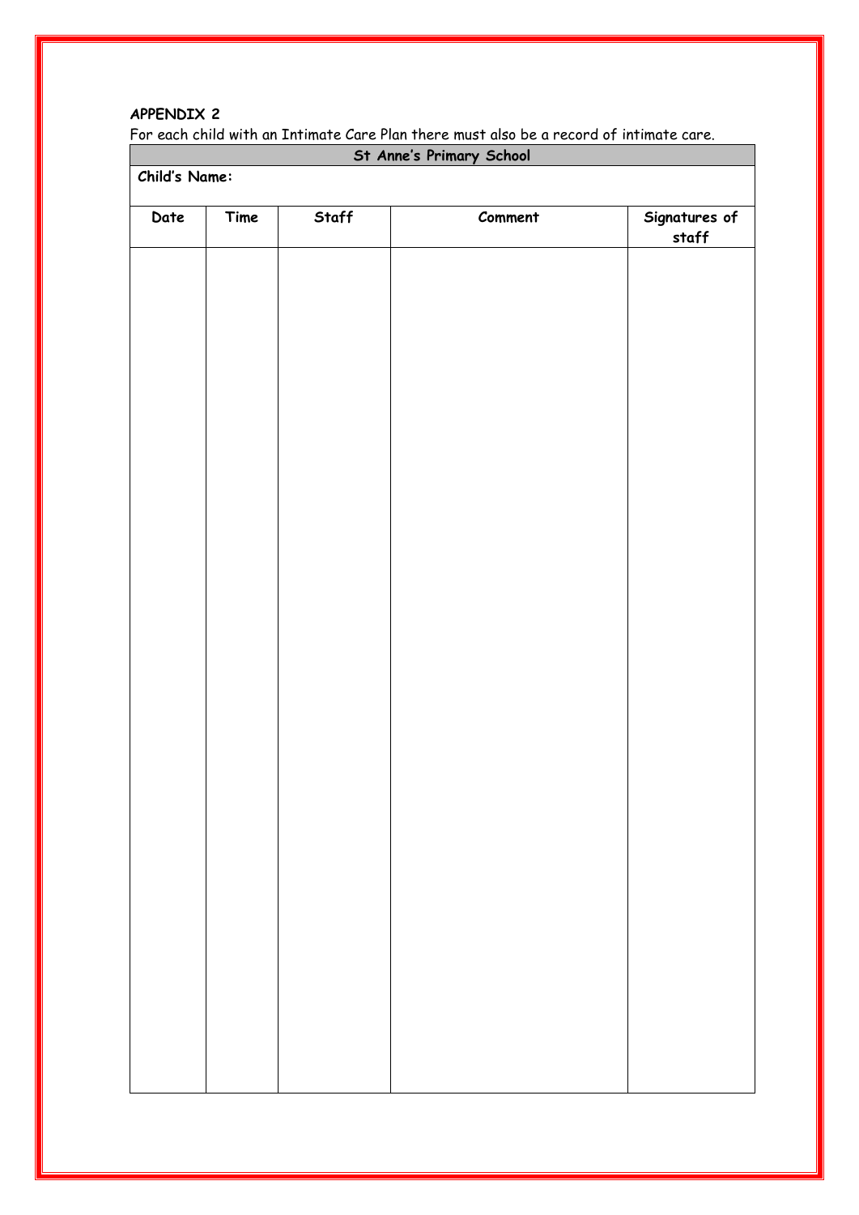**APPENDIX 2**

For each child with an Intimate Care Plan there must also be a record of intimate care.

| **St Anne's Primary School** | | | | |
|---|---|---|---|---|
| **Child's Name:** | | | | |
| **Date** | **Time** | **Staff** | **Comment** | **Signatures of staff** |
| | | | | |